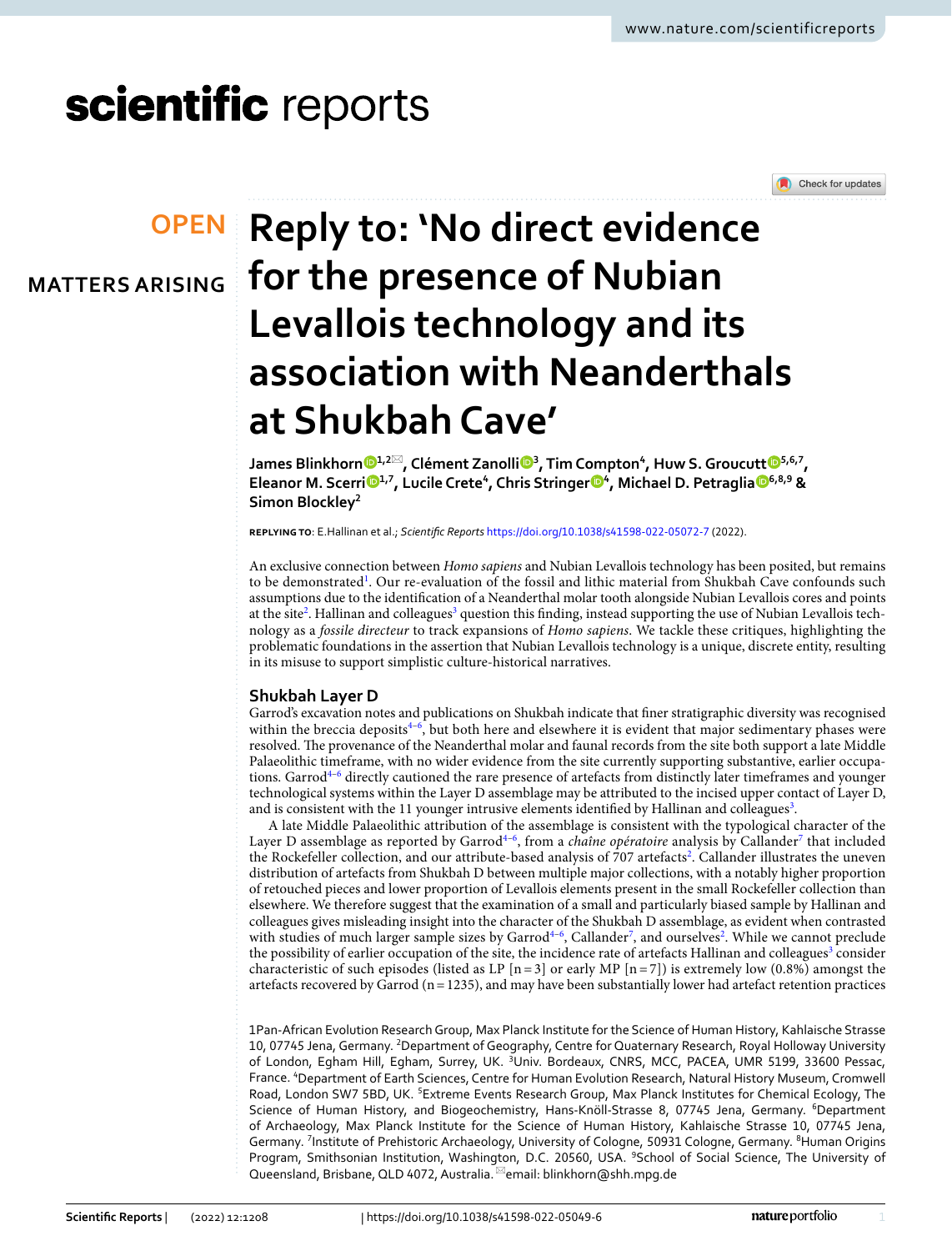OPEN

MATTERS ARISING

# Reply to: 'No direct evidence for the presence of Nubian Levallois technology and its association with Neanderthals at Shukbah Cave'

James Blinkhorn[1,2]✉, Clément Zanolli[3], Tim Compton[4], Huw S. Groucutt[5,6,7], Eleanor M. Scerri[1,7], Lucile Crete[4], Chris Stringer[4], Michael D. Petraglia[6,8,9] & Simon Blockley[2]

**REPLYING TO**: E.Hallinan et al.; *Scientific Reports* https://doi.org/10.1038/s41598-022-05072-7 (2022).

An exclusive connection between *Homo sapiens* and Nubian Levallois technology has been posited, but remains to be demonstrated[1]. Our re-evaluation of the fossil and lithic material from Shukbah Cave confounds such assumptions due to the identification of a Neanderthal molar tooth alongside Nubian Levallois cores and points at the site[2]. Hallinan and colleagues[3] question this finding, instead supporting the use of Nubian Levallois technology as a *fossile directeur* to track expansions of *Homo sapiens*. We tackle these critiques, highlighting the problematic foundations in the assertion that Nubian Levallois technology is a unique, discrete entity, resulting in its misuse to support simplistic culture-historical narratives.

## Shukbah Layer D

Garrod's excavation notes and publications on Shukbah indicate that finer stratigraphic diversity was recognised within the breccia deposits[4–6], but both here and elsewhere it is evident that major sedimentary phases were resolved. The provenance of the Neanderthal molar and faunal records from the site both support a late Middle Palaeolithic timeframe, with no wider evidence from the site currently supporting substantive, earlier occupations. Garrod[4–6] directly cautioned the rare presence of artefacts from distinctly later timeframes and younger technological systems within the Layer D assemblage may be attributed to the incised upper contact of Layer D, and is consistent with the 11 younger intrusive elements identified by Hallinan and colleagues[3].

A late Middle Palaeolithic attribution of the assemblage is consistent with the typological character of the Layer D assemblage as reported by Garrod[4–6], from a *chaîne opératoire* analysis by Callander[7] that included the Rockefeller collection, and our attribute-based analysis of 707 artefacts[2]. Callander illustrates the uneven distribution of artefacts from Shukbah D between multiple major collections, with a notably higher proportion of retouched pieces and lower proportion of Levallois elements present in the small Rockefeller collection than elsewhere. We therefore suggest that the examination of a small and particularly biased sample by Hallinan and colleagues gives misleading insight into the character of the Shukbah D assemblage, as evident when contrasted with studies of much larger sample sizes by Garrod[4–6], Callander[7], and ourselves[2]. While we cannot preclude the possibility of earlier occupation of the site, the incidence rate of artefacts Hallinan and colleagues[3] consider characteristic of such episodes (listed as LP [n = 3] or early MP [n = 7]) is extremely low (0.8%) amongst the artefacts recovered by Garrod (n = 1235), and may have been substantially lower had artefact retention practices

1Pan-African Evolution Research Group, Max Planck Institute for the Science of Human History, Kahlaische Strasse 10, 07745 Jena, Germany. 2Department of Geography, Centre for Quaternary Research, Royal Holloway University of London, Egham Hill, Egham, Surrey, UK. 3Univ. Bordeaux, CNRS, MCC, PACEA, UMR 5199, 33600 Pessac, France. 4Department of Earth Sciences, Centre for Human Evolution Research, Natural History Museum, Cromwell Road, London SW7 5BD, UK. 5Extreme Events Research Group, Max Planck Institutes for Chemical Ecology, The Science of Human History, and Biogeochemistry, Hans-Knöll-Strasse 8, 07745 Jena, Germany. 6Department of Archaeology, Max Planck Institute for the Science of Human History, Kahlaische Strasse 10, 07745 Jena, Germany. 7Institute of Prehistoric Archaeology, University of Cologne, 50931 Cologne, Germany. 8Human Origins Program, Smithsonian Institution, Washington, D.C. 20560, USA. 9School of Social Science, The University of Queensland, Brisbane, QLD 4072, Australia. ✉email: blinkhorn@shh.mpg.de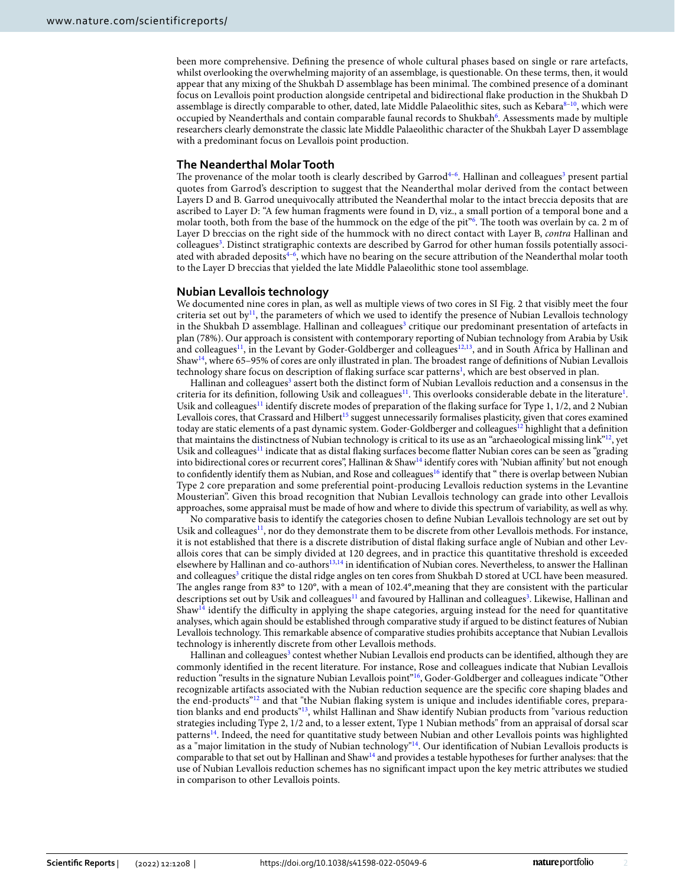been more comprehensive. Defining the presence of whole cultural phases based on single or rare artefacts, whilst overlooking the overwhelming majority of an assemblage, is questionable. On these terms, then, it would appear that any mixing of the Shukbah D assemblage has been minimal. The combined presence of a dominant focus on Levallois point production alongside centripetal and bidirectional flake production in the Shukbah D assemblage is directly comparable to other, dated, late Middle Palaeolithic sites, such as Kebara[8–10], which were occupied by Neanderthals and contain comparable faunal records to Shukbah[6]. Assessments made by multiple researchers clearly demonstrate the classic late Middle Palaeolithic character of the Shukbah Layer D assemblage with a predominant focus on Levallois point production.

## The Neanderthal Molar Tooth

The provenance of the molar tooth is clearly described by Garrod[4–6]. Hallinan and colleagues[3] present partial quotes from Garrod's description to suggest that the Neanderthal molar derived from the contact between Layers D and B. Garrod unequivocally attributed the Neanderthal molar to the intact breccia deposits that are ascribed to Layer D: "A few human fragments were found in D, viz., a small portion of a temporal bone and a molar tooth, both from the base of the hummock on the edge of the pit"[6]. The tooth was overlain by ca. 2 m of Layer D breccias on the right side of the hummock with no direct contact with Layer B, *contra* Hallinan and colleagues[3]. Distinct stratigraphic contexts are described by Garrod for other human fossils potentially associated with abraded deposits[4–6], which have no bearing on the secure attribution of the Neanderthal molar tooth to the Layer D breccias that yielded the late Middle Palaeolithic stone tool assemblage.

## Nubian Levallois technology

We documented nine cores in plan, as well as multiple views of two cores in SI Fig. 2 that visibly meet the four criteria set out by[11], the parameters of which we used to identify the presence of Nubian Levallois technology in the Shukbah D assemblage. Hallinan and colleagues[3] critique our predominant presentation of artefacts in plan (78%). Our approach is consistent with contemporary reporting of Nubian technology from Arabia by Usik and colleagues[11], in the Levant by Goder-Goldberger and colleagues[12,13], and in South Africa by Hallinan and Shaw[14], where 65–95% of cores are only illustrated in plan. The broadest range of definitions of Nubian Levallois technology share focus on description of flaking surface scar patterns[1], which are best observed in plan.

Hallinan and colleagues[3] assert both the distinct form of Nubian Levallois reduction and a consensus in the criteria for its definition, following Usik and colleagues[11]. This overlooks considerable debate in the literature[1]. Usik and colleagues[11] identify discrete modes of preparation of the flaking surface for Type 1, 1/2, and 2 Nubian Levallois cores, that Crassard and Hilbert[15] suggest unnecessarily formalises plasticity, given that cores examined today are static elements of a past dynamic system. Goder-Goldberger and colleagues[12] highlight that a definition that maintains the distinctness of Nubian technology is critical to its use as an "archaeological missing link"[12], yet Usik and colleagues[11] indicate that as distal flaking surfaces become flatter Nubian cores can be seen as "grading into bidirectional cores or recurrent cores", Hallinan & Shaw[14] identify cores with 'Nubian affinity' but not enough to confidently identify them as Nubian, and Rose and colleagues[16] identify that " there is overlap between Nubian Type 2 core preparation and some preferential point-producing Levallois reduction systems in the Levantine Mousterian". Given this broad recognition that Nubian Levallois technology can grade into other Levallois approaches, some appraisal must be made of how and where to divide this spectrum of variability, as well as why.

No comparative basis to identify the categories chosen to define Nubian Levallois technology are set out by Usik and colleagues[11], nor do they demonstrate them to be discrete from other Levallois methods. For instance, it is not established that there is a discrete distribution of distal flaking surface angle of Nubian and other Levallois cores that can be simply divided at 120 degrees, and in practice this quantitative threshold is exceeded elsewhere by Hallinan and co-authors[13,14] in identification of Nubian cores. Nevertheless, to answer the Hallinan and colleagues[3] critique the distal ridge angles on ten cores from Shukbah D stored at UCL have been measured. The angles range from 83° to 120°, with a mean of 102.4°,meaning that they are consistent with the particular descriptions set out by Usik and colleagues[11] and favoured by Hallinan and colleagues[3]. Likewise, Hallinan and Shaw[14] identify the difficulty in applying the shape categories, arguing instead for the need for quantitative analyses, which again should be established through comparative study if argued to be distinct features of Nubian Levallois technology. This remarkable absence of comparative studies prohibits acceptance that Nubian Levallois technology is inherently discrete from other Levallois methods.

Hallinan and colleagues[3] contest whether Nubian Levallois end products can be identified, although they are commonly identified in the recent literature. For instance, Rose and colleagues indicate that Nubian Levallois reduction "results in the signature Nubian Levallois point"[16], Goder-Goldberger and colleagues indicate "Other recognizable artifacts associated with the Nubian reduction sequence are the specific core shaping blades and the end-products"[12] and that "the Nubian flaking system is unique and includes identifiable cores, preparation blanks and end products"[13], whilst Hallinan and Shaw identify Nubian products from "various reduction strategies including Type 2, 1/2 and, to a lesser extent, Type 1 Nubian methods" from an appraisal of dorsal scar patterns[14]. Indeed, the need for quantitative study between Nubian and other Levallois points was highlighted as a "major limitation in the study of Nubian technology"[14]. Our identification of Nubian Levallois products is comparable to that set out by Hallinan and Shaw[14] and provides a testable hypotheses for further analyses: that the use of Nubian Levallois reduction schemes has no significant impact upon the key metric attributes we studied in comparison to other Levallois points.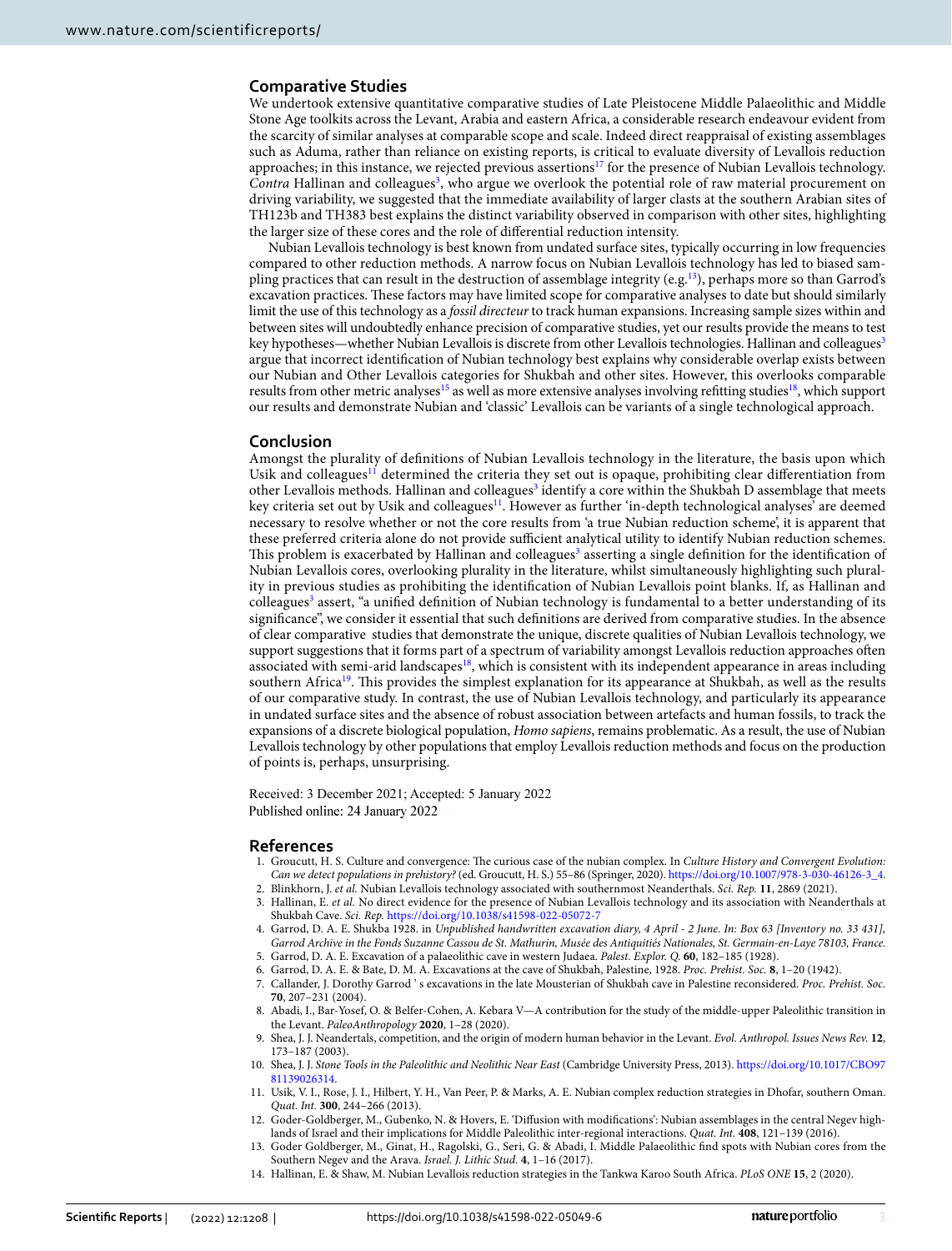## Comparative Studies

We undertook extensive quantitative comparative studies of Late Pleistocene Middle Palaeolithic and Middle Stone Age toolkits across the Levant, Arabia and eastern Africa, a considerable research endeavour evident from the scarcity of similar analyses at comparable scope and scale. Indeed direct reappraisal of existing assemblages such as Aduma, rather than reliance on existing reports, is critical to evaluate diversity of Levallois reduction approaches; in this instance, we rejected previous assertions[17] for the presence of Nubian Levallois technology. *Contra* Hallinan and colleagues[3], who argue we overlook the potential role of raw material procurement on driving variability, we suggested that the immediate availability of larger clasts at the southern Arabian sites of TH123b and TH383 best explains the distinct variability observed in comparison with other sites, highlighting the larger size of these cores and the role of differential reduction intensity.

Nubian Levallois technology is best known from undated surface sites, typically occurring in low frequencies compared to other reduction methods. A narrow focus on Nubian Levallois technology has led to biased sampling practices that can result in the destruction of assemblage integrity (e.g.[13]), perhaps more so than Garrod's excavation practices. These factors may have limited scope for comparative analyses to date but should similarly limit the use of this technology as a *fossil directeur* to track human expansions. Increasing sample sizes within and between sites will undoubtedly enhance precision of comparative studies, yet our results provide the means to test key hypotheses—whether Nubian Levallois is discrete from other Levallois technologies. Hallinan and colleagues[3] argue that incorrect identification of Nubian technology best explains why considerable overlap exists between our Nubian and Other Levallois categories for Shukbah and other sites. However, this overlooks comparable results from other metric analyses[15] as well as more extensive analyses involving refitting studies[18], which support our results and demonstrate Nubian and 'classic' Levallois can be variants of a single technological approach.

## Conclusion

Amongst the plurality of definitions of Nubian Levallois technology in the literature, the basis upon which Usik and colleagues[11] determined the criteria they set out is opaque, prohibiting clear differentiation from other Levallois methods. Hallinan and colleagues[3] identify a core within the Shukbah D assemblage that meets key criteria set out by Usik and colleagues[11]. However as further 'in-depth technological analyses' are deemed necessary to resolve whether or not the core results from 'a true Nubian reduction scheme', it is apparent that these preferred criteria alone do not provide sufficient analytical utility to identify Nubian reduction schemes. This problem is exacerbated by Hallinan and colleagues[3] asserting a single definition for the identification of Nubian Levallois cores, overlooking plurality in the literature, whilst simultaneously highlighting such plurality in previous studies as prohibiting the identification of Nubian Levallois point blanks. If, as Hallinan and colleagues[3] assert, "a unified definition of Nubian technology is fundamental to a better understanding of its significance", we consider it essential that such definitions are derived from comparative studies. In the absence of clear comparative studies that demonstrate the unique, discrete qualities of Nubian Levallois technology, we support suggestions that it forms part of a spectrum of variability amongst Levallois reduction approaches often associated with semi-arid landscapes[18], which is consistent with its independent appearance in areas including southern Africa[19]. This provides the simplest explanation for its appearance at Shukbah, as well as the results of our comparative study. In contrast, the use of Nubian Levallois technology, and particularly its appearance in undated surface sites and the absence of robust association between artefacts and human fossils, to track the expansions of a discrete biological population, *Homo sapiens*, remains problematic. As a result, the use of Nubian Levallois technology by other populations that employ Levallois reduction methods and focus on the production of points is, perhaps, unsurprising.

Received: 3 December 2021; Accepted: 5 January 2022
Published online: 24 January 2022

## References

1. Groucutt, H. S. Culture and convergence: The curious case of the nubian complex. In *Culture History and Convergent Evolution: Can we detect populations in prehistory?* (ed. Groucutt, H. S.) 55–86 (Springer, 2020). https://doi.org/10.1007/978-3-030-46126-3_4.
2. Blinkhorn, J. *et al.* Nubian Levallois technology associated with southernmost Neanderthals. *Sci. Rep.* **11**, 2869 (2021).
3. Hallinan, E. *et al.* No direct evidence for the presence of Nubian Levallois technology and its association with Neanderthals at Shukbah Cave. *Sci. Rep.* https://doi.org/10.1038/s41598-022-05072-7
4. Garrod, D. A. E. Shukba 1928. in *Unpublished handwritten excavation diary, 4 April - 2 June. In: Box 63 [Inventory no. 33 431], Garrod Archive in the Fonds Suzanne Cassou de St. Mathurin, Musée des Antiquitiés Nationales, St. Germain-en-Laye 78103, France.*
5. Garrod, D. A. E. Excavation of a palaeolithic cave in western Judaea. *Palest. Explor. Q.* **60**, 182–185 (1928).
6. Garrod, D. A. E. & Bate, D. M. A. Excavations at the cave of Shukbah, Palestine, 1928. *Proc. Prehist. Soc.* **8**, 1–20 (1942).
7. Callander, J. Dorothy Garrod ' s excavations in the late Mousterian of Shukbah cave in Palestine reconsidered. *Proc. Prehist. Soc.* **70**, 207–231 (2004).
8. Abadi, I., Bar-Yosef, O. & Belfer-Cohen, A. Kebara V—A contribution for the study of the middle-upper Paleolithic transition in the Levant. *PaleoAnthropology* **2020**, 1–28 (2020).
9. Shea, J. J. Neandertals, competition, and the origin of modern human behavior in the Levant. *Evol. Anthropol. Issues News Rev.* **12**, 173–187 (2003).
10. Shea, J. J. *Stone Tools in the Paleolithic and Neolithic Near East* (Cambridge University Press, 2013). https://doi.org/10.1017/CBO9781139026314.
11. Usik, V. I., Rose, J. I., Hilbert, Y. H., Van Peer, P. & Marks, A. E. Nubian complex reduction strategies in Dhofar, southern Oman. *Quat. Int.* **300**, 244–266 (2013).
12. Goder-Goldberger, M., Gubenko, N. & Hovers, E. 'Diffusion with modifications': Nubian assemblages in the central Negev highlands of Israel and their implications for Middle Paleolithic inter-regional interactions. *Quat. Int.* **408**, 121–139 (2016).
13. Goder Goldberger, M., Ginat, H., Ragolski, G., Seri, G. & Abadi, I. Middle Palaeolithic find spots with Nubian cores from the Southern Negev and the Arava. *Israel. J. Lithic Stud.* **4**, 1–16 (2017).
14. Hallinan, E. & Shaw, M. Nubian Levallois reduction strategies in the Tankwa Karoo South Africa. *PLoS ONE* **15**, 2 (2020).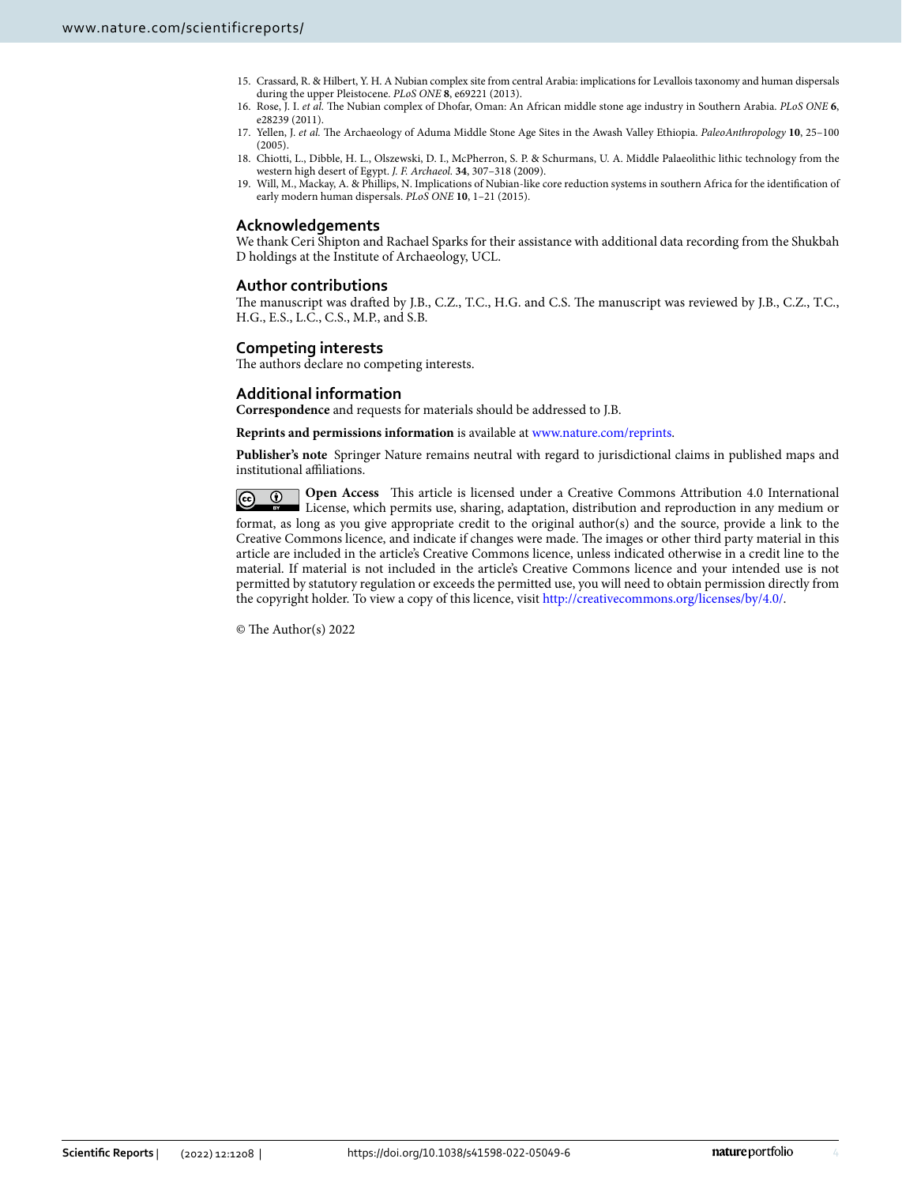15. Crassard, R. & Hilbert, Y. H. A Nubian complex site from central Arabia: implications for Levallois taxonomy and human dispersals during the upper Pleistocene. *PLoS ONE* **8**, e69221 (2013).
16. Rose, J. I. *et al.* The Nubian complex of Dhofar, Oman: An African middle stone age industry in Southern Arabia. *PLoS ONE* **6**, e28239 (2011).
17. Yellen, J. *et al.* The Archaeology of Aduma Middle Stone Age Sites in the Awash Valley Ethiopia. *PaleoAnthropology* **10**, 25–100 (2005).
18. Chiotti, L., Dibble, H. L., Olszewski, D. I., McPherron, S. P. & Schurmans, U. A. Middle Palaeolithic lithic technology from the western high desert of Egypt. *J. F. Archaeol.* **34**, 307–318 (2009).
19. Will, M., Mackay, A. & Phillips, N. Implications of Nubian-like core reduction systems in southern Africa for the identification of early modern human dispersals. *PLoS ONE* **10**, 1–21 (2015).

## Acknowledgements

We thank Ceri Shipton and Rachael Sparks for their assistance with additional data recording from the Shukbah D holdings at the Institute of Archaeology, UCL.

## Author contributions

The manuscript was drafted by J.B., C.Z., T.C., H.G. and C.S. The manuscript was reviewed by J.B., C.Z., T.C., H.G., E.S., L.C., C.S., M.P., and S.B.

## Competing interests

The authors declare no competing interests.

## Additional information

**Correspondence** and requests for materials should be addressed to J.B.

**Reprints and permissions information** is available at www.nature.com/reprints.

**Publisher's note** Springer Nature remains neutral with regard to jurisdictional claims in published maps and institutional affiliations.

**Open Access** This article is licensed under a Creative Commons Attribution 4.0 International License, which permits use, sharing, adaptation, distribution and reproduction in any medium or format, as long as you give appropriate credit to the original author(s) and the source, provide a link to the Creative Commons licence, and indicate if changes were made. The images or other third party material in this article are included in the article's Creative Commons licence, unless indicated otherwise in a credit line to the material. If material is not included in the article's Creative Commons licence and your intended use is not permitted by statutory regulation or exceeds the permitted use, you will need to obtain permission directly from the copyright holder. To view a copy of this licence, visit http://creativecommons.org/licenses/by/4.0/.

© The Author(s) 2022